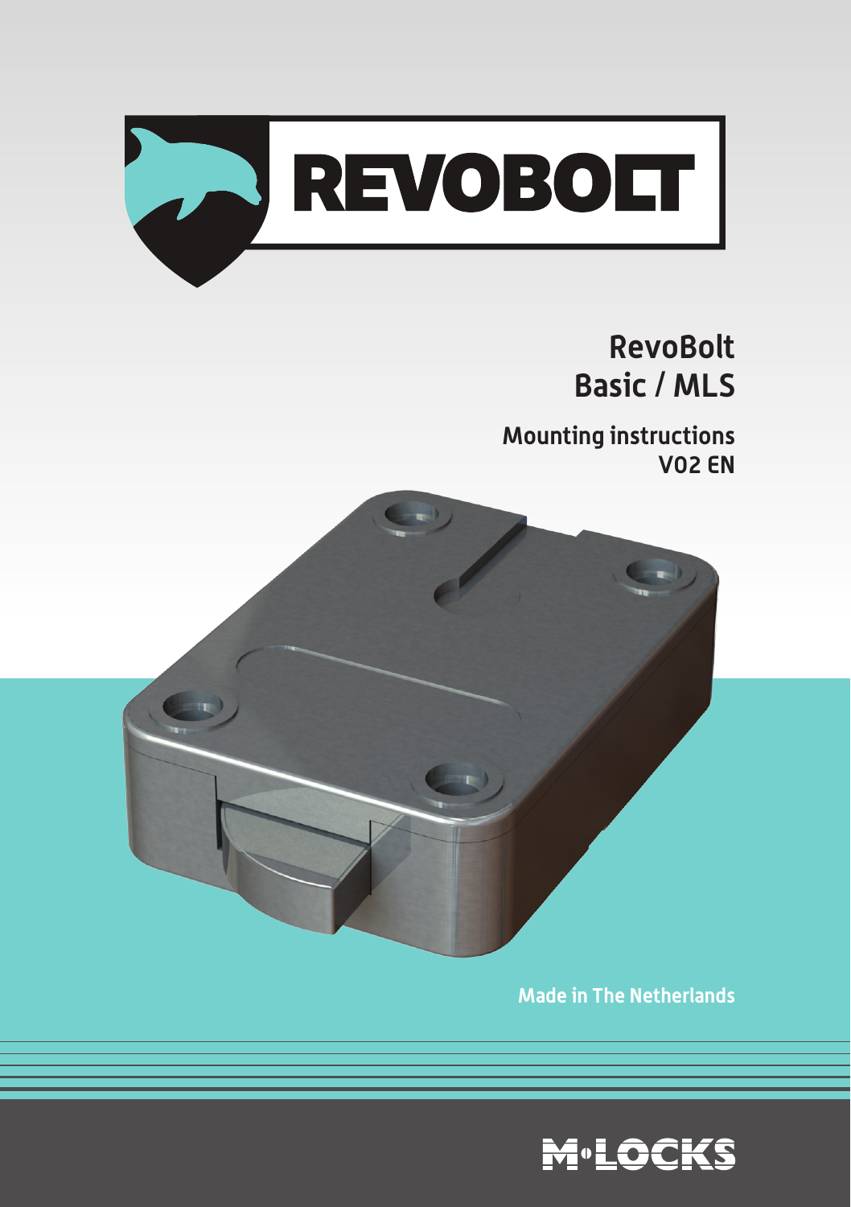REVOBOLT

# RevoBolt
# Basic / MLS

## Mounting instructions
## V02 EN

Made in The Netherlands

M•LOCKS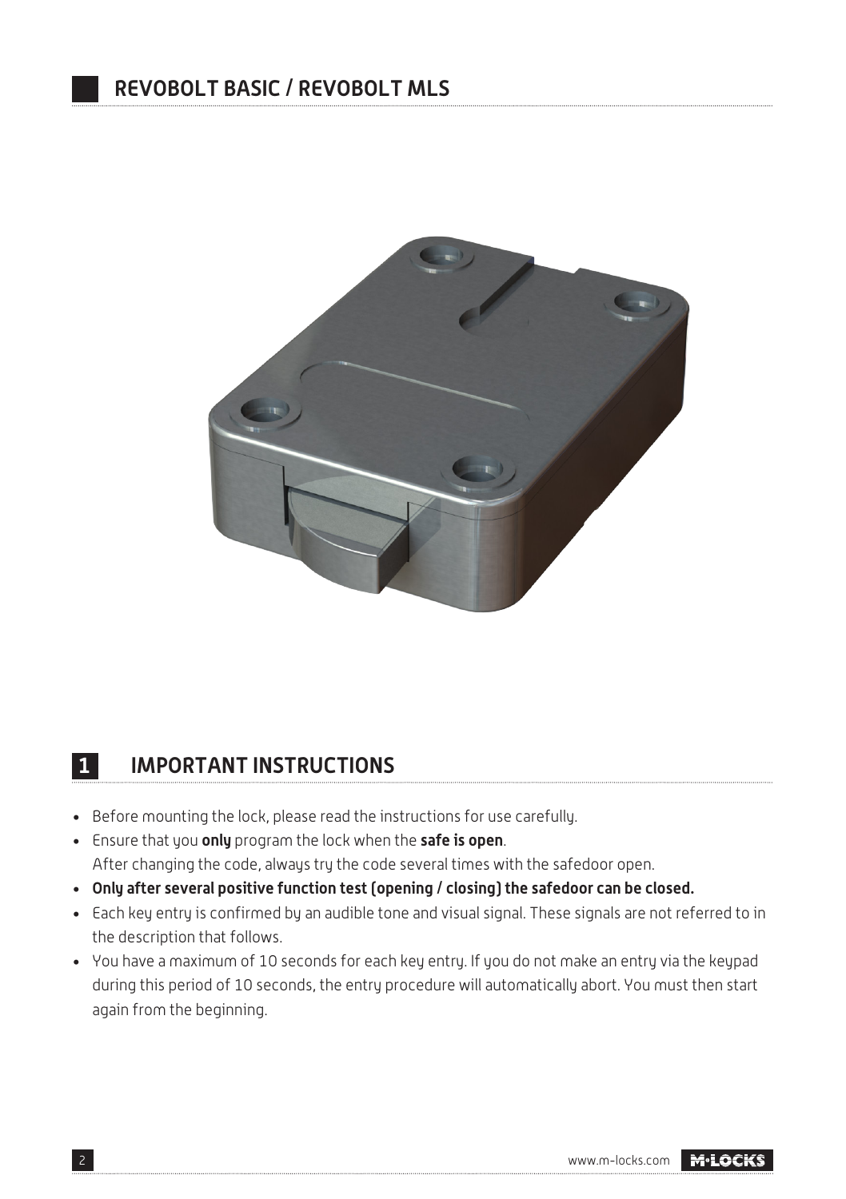## REVOBOLT BASIC / REVOBOLT MLS

## 1 IMPORTANT INSTRUCTIONS

- Before mounting the lock, please read the instructions for use carefully.
- Ensure that you **only** program the lock when the **safe is open**.
  After changing the code, always try the code several times with the safedoor open.
- **Only after several positive function test (opening / closing) the safedoor can be closed.**
- Each key entry is confirmed by an audible tone and visual signal. These signals are not referred to in the description that follows.
- You have a maximum of 10 seconds for each key entry. If you do not make an entry via the keypad during this period of 10 seconds, the entry procedure will automatically abort. You must then start again from the beginning.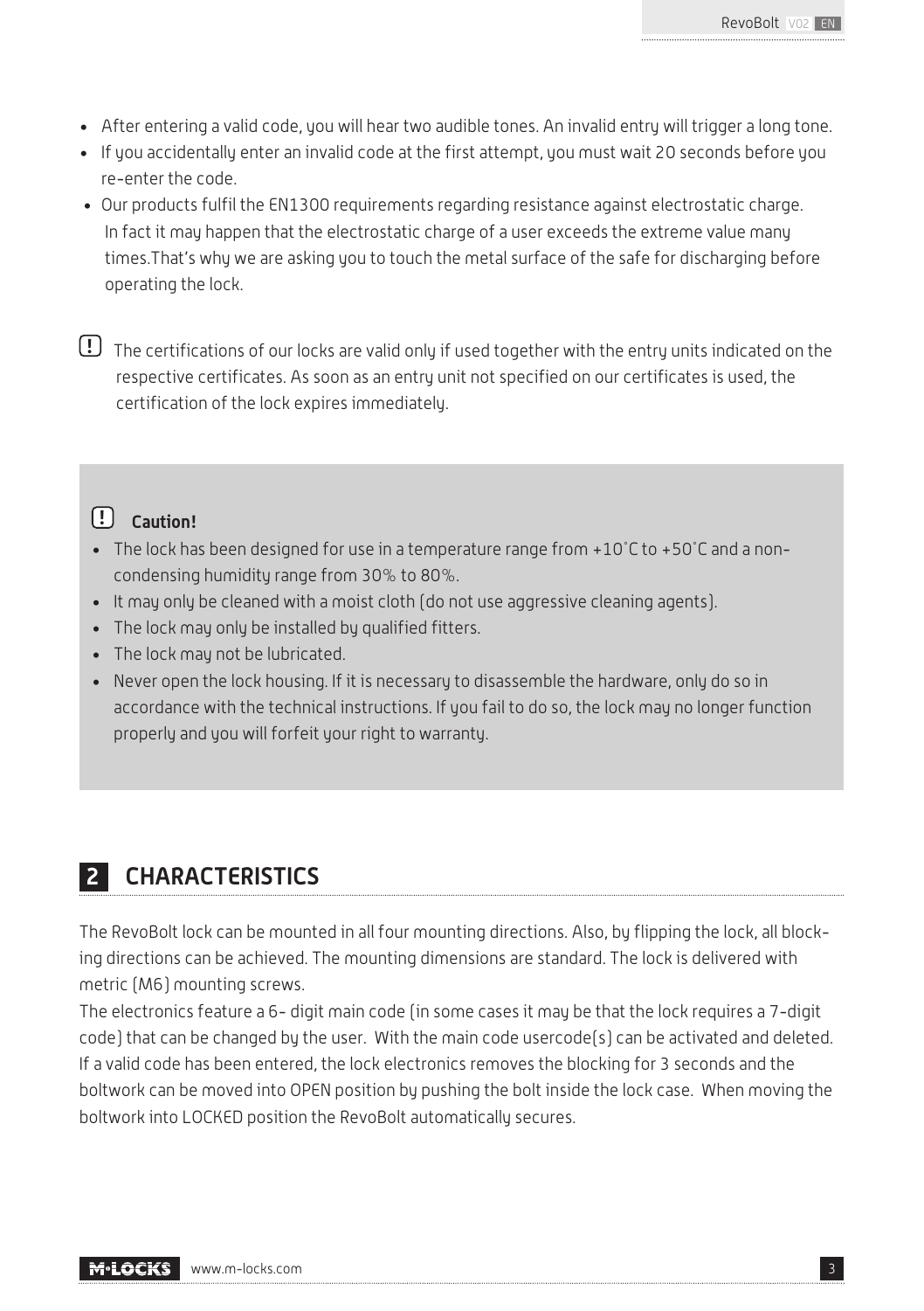- After entering a valid code, you will hear two audible tones. An invalid entry will trigger a long tone.
- If you accidentally enter an invalid code at the first attempt, you must wait 20 seconds before you re-enter the code.
- Our products fulfil the EN1300 requirements regarding resistance against electrostatic charge. In fact it may happen that the electrostatic charge of a user exceeds the extreme value many times.That's why we are asking you to touch the metal surface of the safe for discharging before operating the lock.

(!) The certifications of our locks are valid only if used together with the entry units indicated on the respective certificates. As soon as an entry unit not specified on our certificates is used, the certification of the lock expires immediately.

(!) **Caution!**

- The lock has been designed for use in a temperature range from +10°C to +50°C and a non-condensing humidity range from 30% to 80%.
- It may only be cleaned with a moist cloth (do not use aggressive cleaning agents).
- The lock may only be installed by qualified fitters.
- The lock may not be lubricated.
- Never open the lock housing. If it is necessary to disassemble the hardware, only do so in accordance with the technical instructions. If you fail to do so, the lock may no longer function properly and you will forfeit your right to warranty.

## 2 CHARACTERISTICS

The RevoBolt lock can be mounted in all four mounting directions. Also, by flipping the lock, all blocking directions can be achieved. The mounting dimensions are standard. The lock is delivered with metric (M6) mounting screws.

The electronics feature a 6- digit main code (in some cases it may be that the lock requires a 7-digit code) that can be changed by the user. With the main code usercode(s) can be activated and deleted. If a valid code has been entered, the lock electronics removes the blocking for 3 seconds and the boltwork can be moved into OPEN position by pushing the bolt inside the lock case. When moving the boltwork into LOCKED position the RevoBolt automatically secures.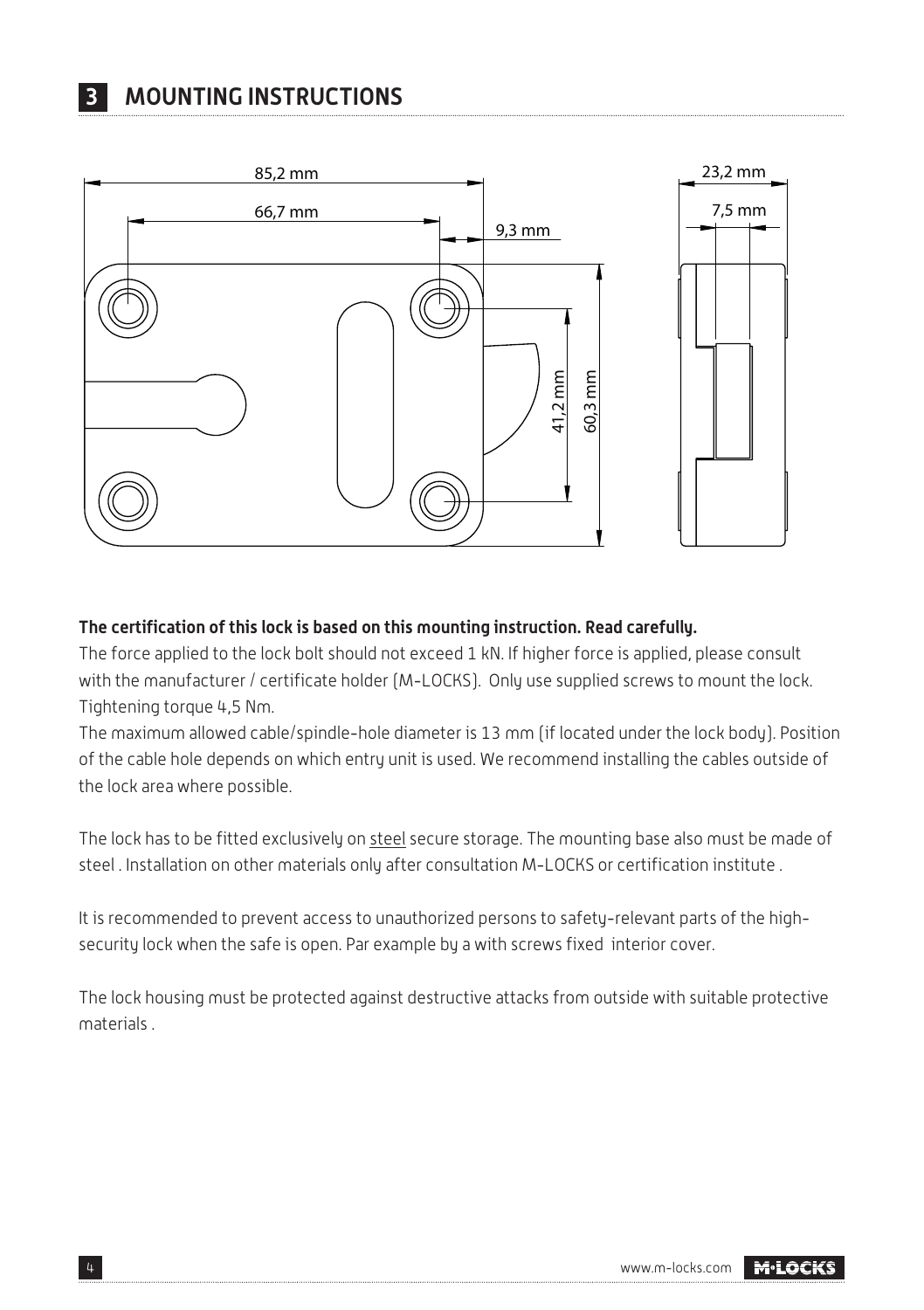## 3 MOUNTING INSTRUCTIONS

85,2 mm

66,7 mm

9,3 mm

41,2 mm

60,3 mm

23,2 mm

7,5 mm

**The certification of this lock is based on this mounting instruction. Read carefully.**

The force applied to the lock bolt should not exceed 1 kN. If higher force is applied, please consult with the manufacturer / certificate holder (M-LOCKS). Only use supplied screws to mount the lock. Tightening torque 4,5 Nm.

The maximum allowed cable/spindle-hole diameter is 13 mm (if located under the lock body). Position of the cable hole depends on which entry unit is used. We recommend installing the cables outside of the lock area where possible.

The lock has to be fitted exclusively on steel secure storage. The mounting base also must be made of steel . Installation on other materials only after consultation M-LOCKS or certification institute .

It is recommended to prevent access to unauthorized persons to safety-relevant parts of the high-security lock when the safe is open. Par example by a with screws fixed interior cover.

The lock housing must be protected against destructive attacks from outside with suitable protective materials .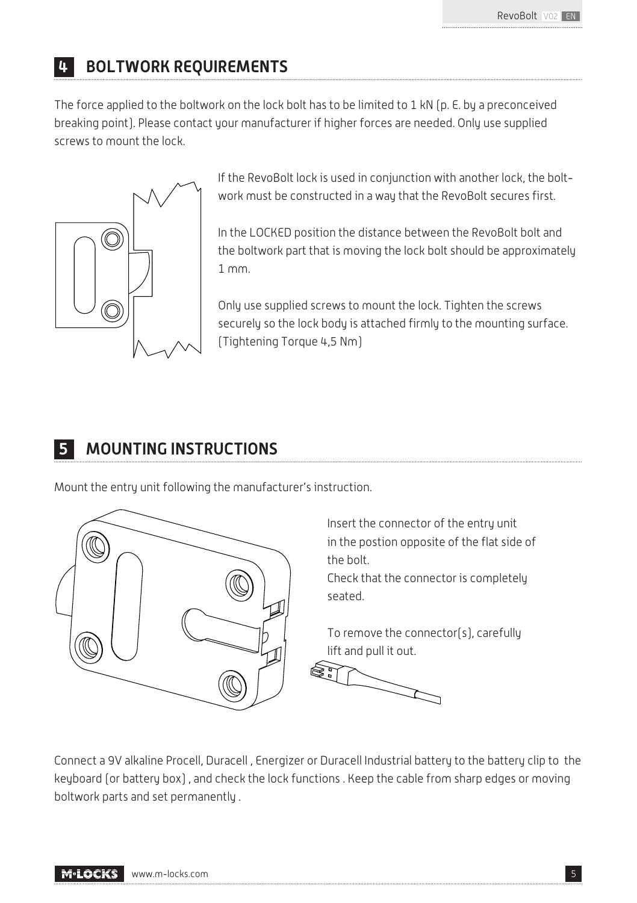## 4 BOLTWORK REQUIREMENTS

The force applied to the boltwork on the lock bolt has to be limited to 1 kN (p. E. by a preconceived breaking point). Please contact your manufacturer if higher forces are needed. Only use supplied screws to mount the lock.

If the RevoBolt lock is used in conjunction with another lock, the boltwork must be constructed in a way that the RevoBolt secures first.

In the LOCKED position the distance between the RevoBolt bolt and the boltwork part that is moving the lock bolt should be approximately 1 mm.

Only use supplied screws to mount the lock. Tighten the screws securely so the lock body is attached firmly to the mounting surface. (Tightening Torque 4,5 Nm)

## 5 MOUNTING INSTRUCTIONS

Mount the entry unit following the manufacturer's instruction.

Insert the connector of the entry unit in the postion opposite of the flat side of the bolt.
Check that the connector is completely seated.

To remove the connector(s), carefully lift and pull it out.

Connect a 9V alkaline Procell, Duracell , Energizer or Duracell Industrial battery to the battery clip to the keyboard (or battery box) , and check the lock functions . Keep the cable from sharp edges or moving boltwork parts and set permanently .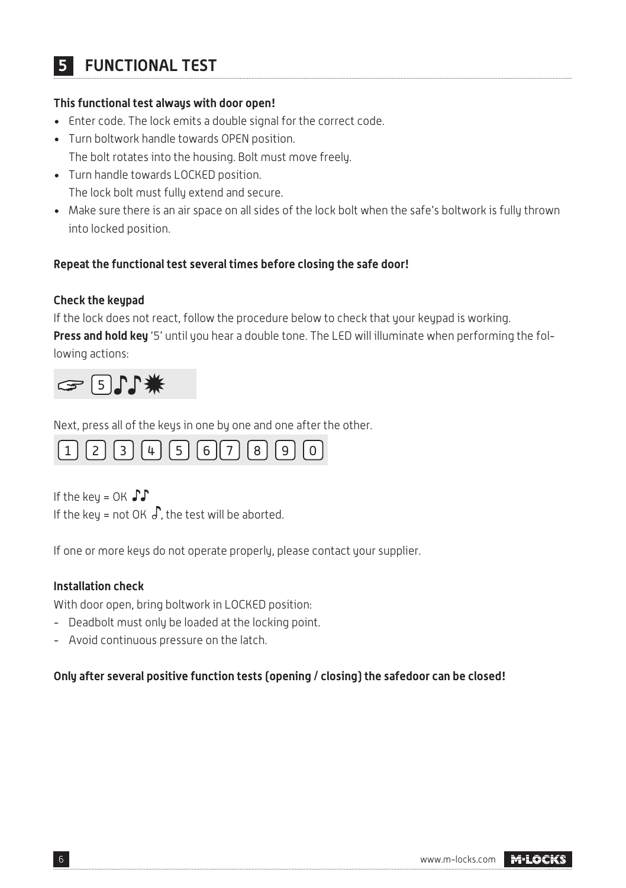# 5 FUNCTIONAL TEST

**This functional test always with door open!**

- Enter code. The lock emits a double signal for the correct code.
- Turn boltwork handle towards OPEN position.
  The bolt rotates into the housing. Bolt must move freely.
- Turn handle towards LOCKED position.
  The lock bolt must fully extend and secure.
- Make sure there is an air space on all sides of the lock bolt when the safe's boltwork is fully thrown into locked position.

**Repeat the functional test several times before closing the safe door!**

**Check the keypad**

If the lock does not react, follow the procedure below to check that your keypad is working.
**Press and hold key** '5' until you hear a double tone. The LED will illuminate when performing the following actions:

☞ [5] ♪♪ ✷

Next, press all of the keys in one by one and one after the other.

[1] [2] [3] [4] [5] [6] [7] [8] [9] [0]

If the key = OK ♪♪
If the key = not OK ♪, the test will be aborted.

If one or more keys do not operate properly, please contact your supplier.

**Installation check**

With door open, bring boltwork in LOCKED position:

- Deadbolt must only be loaded at the locking point.
- Avoid continuous pressure on the latch.

**Only after several positive function tests (opening / closing) the safedoor can be closed!**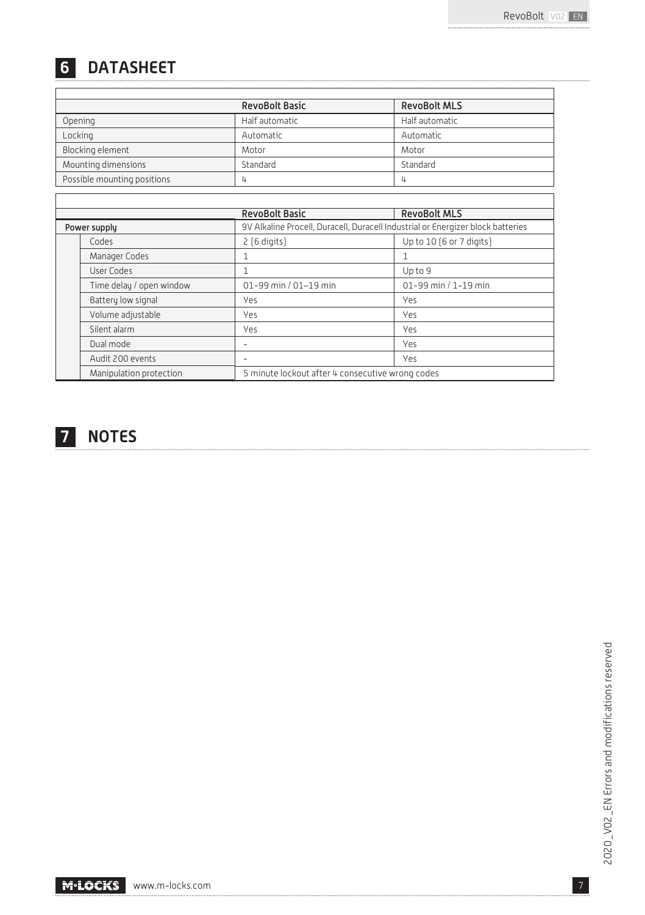# 6 DATASHEET

| | RevoBolt Basic | RevoBolt MLS |
|---|---|---|
| Opening | Half automatic | Half automatic |
| Locking | Automatic | Automatic |
| Blocking element | Motor | Motor |
| Mounting dimensions | Standard | Standard |
| Possible mounting positions | 4 | 4 |

| | | RevoBolt Basic | RevoBolt MLS |
|---|---|---|---|
| Power supply | | 9V Alkaline Procell, Duracell, Duracell Industrial or Energizer block batteries | |
| | Codes | 2 (6 digits) | Up to 10 (6 or 7 digits) |
| | Manager Codes | 1 | 1 |
| | User Codes | 1 | Up to 9 |
| | Time delay / open window | 01-99 min / 01–19 min | 01-99 min / 1-19 min |
| | Battery low signal | Yes | Yes |
| | Volume adjustable | Yes | Yes |
| | Silent alarm | Yes | Yes |
| | Dual mode | - | Yes |
| | Audit 200 events | - | Yes |
| | Manipulation protection | 5 minute lockout after 4 consecutive wrong codes | |

# 7 NOTES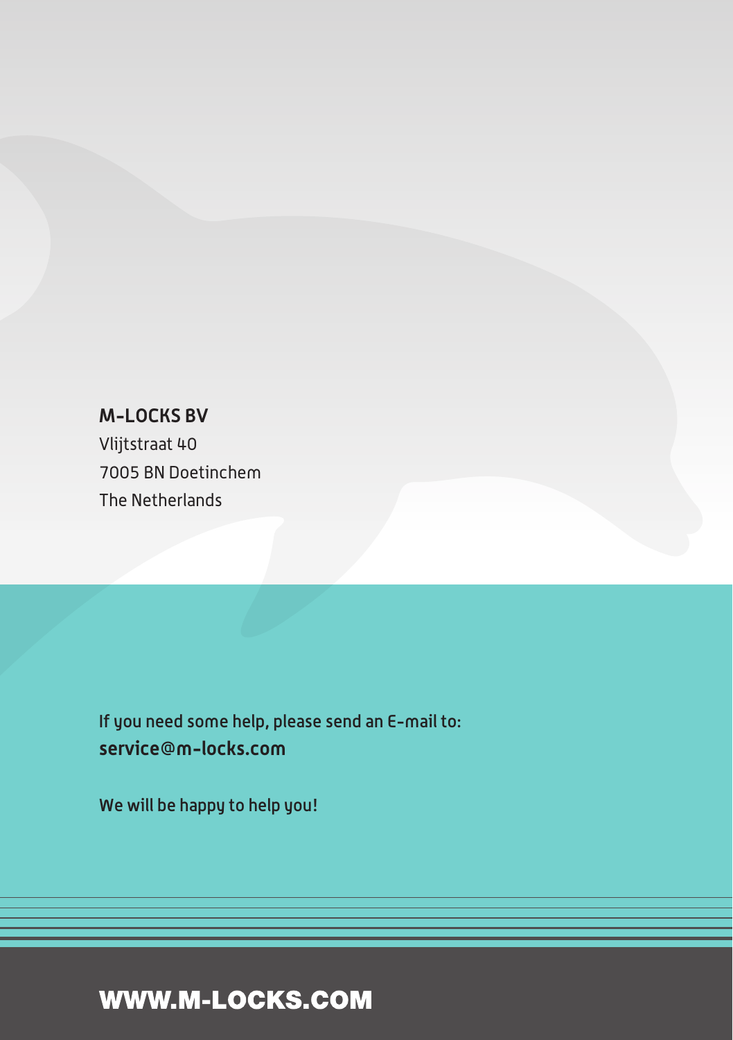**M-LOCKS BV**
Vlijtstraat 40
7005 BN Doetinchem
The Netherlands

If you need some help, please send an E-mail to:
**service@m-locks.com**

We will be happy to help you!

**WWW.M-LOCKS.COM**